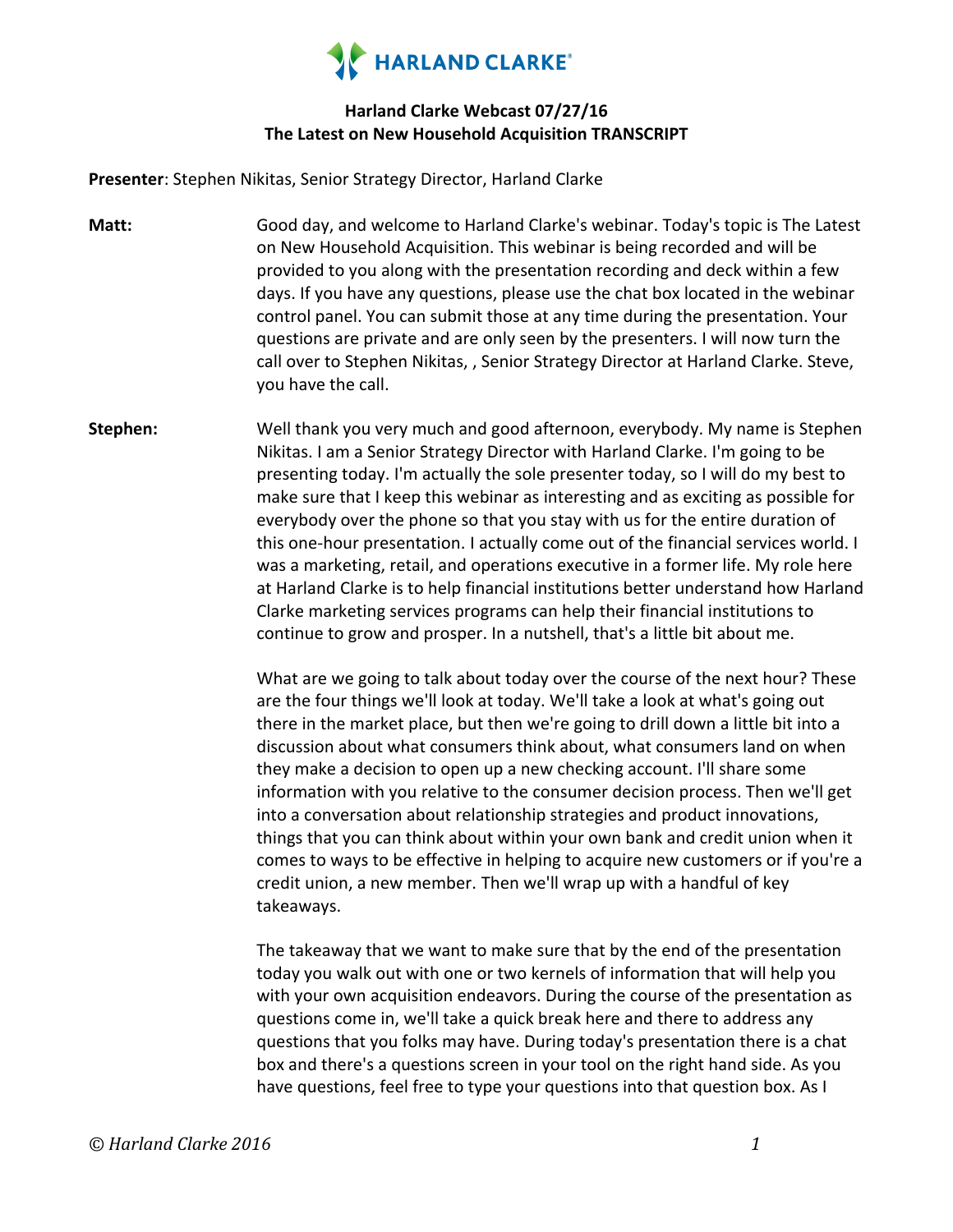HARLAND CLARKE®

**Harland Clarke Webcast 07/27/16**
**The Latest on New Household Acquisition TRANSCRIPT**

**Presenter**: Stephen Nikitas, Senior Strategy Director, Harland Clarke

**Matt:** Good day, and welcome to Harland Clarke's webinar. Today's topic is The Latest on New Household Acquisition. This webinar is being recorded and will be provided to you along with the presentation recording and deck within a few days. If you have any questions, please use the chat box located in the webinar control panel. You can submit those at any time during the presentation. Your questions are private and are only seen by the presenters. I will now turn the call over to Stephen Nikitas, , Senior Strategy Director at Harland Clarke. Steve, you have the call.

**Stephen:** Well thank you very much and good afternoon, everybody. My name is Stephen Nikitas. I am a Senior Strategy Director with Harland Clarke. I'm going to be presenting today. I'm actually the sole presenter today, so I will do my best to make sure that I keep this webinar as interesting and as exciting as possible for everybody over the phone so that you stay with us for the entire duration of this one-hour presentation. I actually come out of the financial services world. I was a marketing, retail, and operations executive in a former life. My role here at Harland Clarke is to help financial institutions better understand how Harland Clarke marketing services programs can help their financial institutions to continue to grow and prosper. In a nutshell, that's a little bit about me.

What are we going to talk about today over the course of the next hour? These are the four things we'll look at today. We'll take a look at what's going out there in the market place, but then we're going to drill down a little bit into a discussion about what consumers think about, what consumers land on when they make a decision to open up a new checking account. I'll share some information with you relative to the consumer decision process. Then we'll get into a conversation about relationship strategies and product innovations, things that you can think about within your own bank and credit union when it comes to ways to be effective in helping to acquire new customers or if you're a credit union, a new member. Then we'll wrap up with a handful of key takeaways.

The takeaway that we want to make sure that by the end of the presentation today you walk out with one or two kernels of information that will help you with your own acquisition endeavors. During the course of the presentation as questions come in, we'll take a quick break here and there to address any questions that you folks may have. During today's presentation there is a chat box and there's a questions screen in your tool on the right hand side. As you have questions, feel free to type your questions into that question box. As I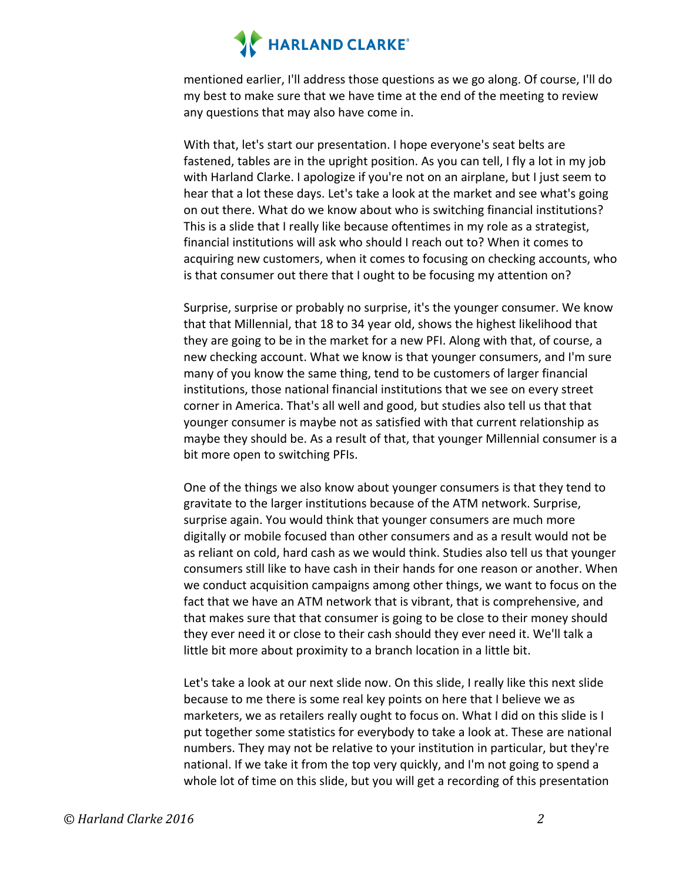mentioned earlier, I'll address those questions as we go along. Of course, I'll do my best to make sure that we have time at the end of the meeting to review any questions that may also have come in.

With that, let's start our presentation. I hope everyone's seat belts are fastened, tables are in the upright position. As you can tell, I fly a lot in my job with Harland Clarke. I apologize if you're not on an airplane, but I just seem to hear that a lot these days. Let's take a look at the market and see what's going on out there. What do we know about who is switching financial institutions? This is a slide that I really like because oftentimes in my role as a strategist, financial institutions will ask who should I reach out to? When it comes to acquiring new customers, when it comes to focusing on checking accounts, who is that consumer out there that I ought to be focusing my attention on?

Surprise, surprise or probably no surprise, it's the younger consumer. We know that that Millennial, that 18 to 34 year old, shows the highest likelihood that they are going to be in the market for a new PFI. Along with that, of course, a new checking account. What we know is that younger consumers, and I'm sure many of you know the same thing, tend to be customers of larger financial institutions, those national financial institutions that we see on every street corner in America. That's all well and good, but studies also tell us that that younger consumer is maybe not as satisfied with that current relationship as maybe they should be. As a result of that, that younger Millennial consumer is a bit more open to switching PFIs.

One of the things we also know about younger consumers is that they tend to gravitate to the larger institutions because of the ATM network. Surprise, surprise again. You would think that younger consumers are much more digitally or mobile focused than other consumers and as a result would not be as reliant on cold, hard cash as we would think. Studies also tell us that younger consumers still like to have cash in their hands for one reason or another. When we conduct acquisition campaigns among other things, we want to focus on the fact that we have an ATM network that is vibrant, that is comprehensive, and that makes sure that that consumer is going to be close to their money should they ever need it or close to their cash should they ever need it. We'll talk a little bit more about proximity to a branch location in a little bit.

Let's take a look at our next slide now. On this slide, I really like this next slide because to me there is some real key points on here that I believe we as marketers, we as retailers really ought to focus on. What I did on this slide is I put together some statistics for everybody to take a look at. These are national numbers. They may not be relative to your institution in particular, but they're national. If we take it from the top very quickly, and I'm not going to spend a whole lot of time on this slide, but you will get a recording of this presentation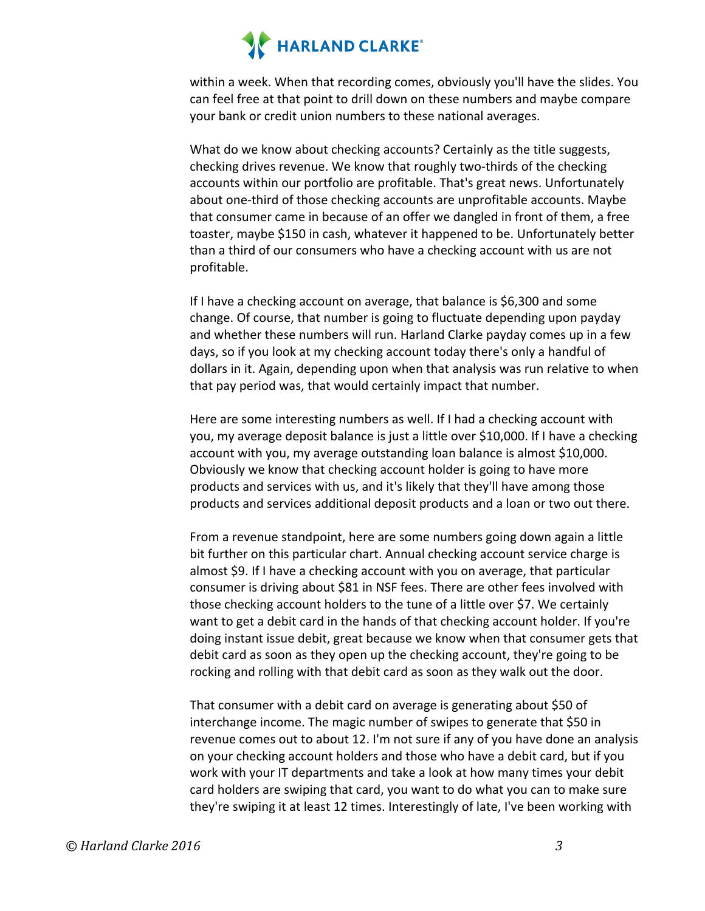within a week. When that recording comes, obviously you'll have the slides. You can feel free at that point to drill down on these numbers and maybe compare your bank or credit union numbers to these national averages.

What do we know about checking accounts? Certainly as the title suggests, checking drives revenue. We know that roughly two-thirds of the checking accounts within our portfolio are profitable. That's great news. Unfortunately about one-third of those checking accounts are unprofitable accounts. Maybe that consumer came in because of an offer we dangled in front of them, a free toaster, maybe $150 in cash, whatever it happened to be. Unfortunately better than a third of our consumers who have a checking account with us are not profitable.

If I have a checking account on average, that balance is $6,300 and some change. Of course, that number is going to fluctuate depending upon payday and whether these numbers will run. Harland Clarke payday comes up in a few days, so if you look at my checking account today there's only a handful of dollars in it. Again, depending upon when that analysis was run relative to when that pay period was, that would certainly impact that number.

Here are some interesting numbers as well. If I had a checking account with you, my average deposit balance is just a little over $10,000. If I have a checking account with you, my average outstanding loan balance is almost $10,000. Obviously we know that checking account holder is going to have more products and services with us, and it's likely that they'll have among those products and services additional deposit products and a loan or two out there.

From a revenue standpoint, here are some numbers going down again a little bit further on this particular chart. Annual checking account service charge is almost $9. If I have a checking account with you on average, that particular consumer is driving about $81 in NSF fees. There are other fees involved with those checking account holders to the tune of a little over $7. We certainly want to get a debit card in the hands of that checking account holder. If you're doing instant issue debit, great because we know when that consumer gets that debit card as soon as they open up the checking account, they're going to be rocking and rolling with that debit card as soon as they walk out the door.

That consumer with a debit card on average is generating about $50 of interchange income. The magic number of swipes to generate that $50 in revenue comes out to about 12. I'm not sure if any of you have done an analysis on your checking account holders and those who have a debit card, but if you work with your IT departments and take a look at how many times your debit card holders are swiping that card, you want to do what you can to make sure they're swiping it at least 12 times. Interestingly of late, I've been working with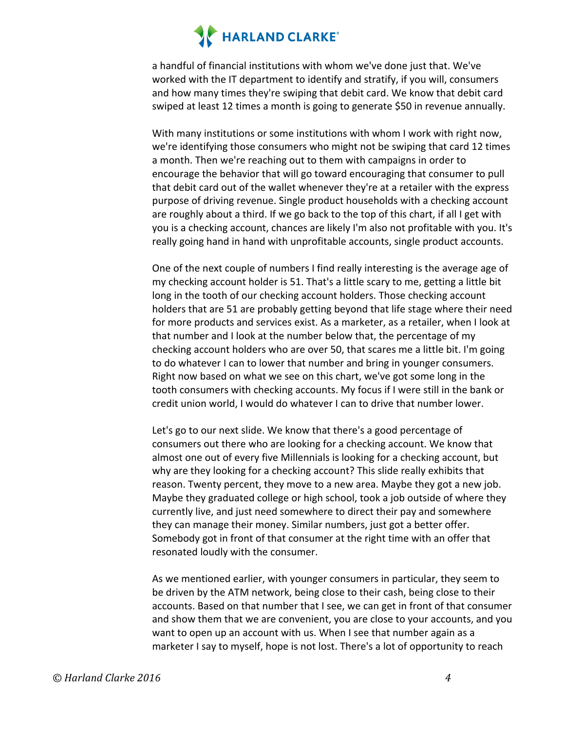a handful of financial institutions with whom we've done just that. We've worked with the IT department to identify and stratify, if you will, consumers and how many times they're swiping that debit card. We know that debit card swiped at least 12 times a month is going to generate $50 in revenue annually.

With many institutions or some institutions with whom I work with right now, we're identifying those consumers who might not be swiping that card 12 times a month. Then we're reaching out to them with campaigns in order to encourage the behavior that will go toward encouraging that consumer to pull that debit card out of the wallet whenever they're at a retailer with the express purpose of driving revenue. Single product households with a checking account are roughly about a third. If we go back to the top of this chart, if all I get with you is a checking account, chances are likely I'm also not profitable with you. It's really going hand in hand with unprofitable accounts, single product accounts.

One of the next couple of numbers I find really interesting is the average age of my checking account holder is 51. That's a little scary to me, getting a little bit long in the tooth of our checking account holders. Those checking account holders that are 51 are probably getting beyond that life stage where their need for more products and services exist. As a marketer, as a retailer, when I look at that number and I look at the number below that, the percentage of my checking account holders who are over 50, that scares me a little bit. I'm going to do whatever I can to lower that number and bring in younger consumers. Right now based on what we see on this chart, we've got some long in the tooth consumers with checking accounts. My focus if I were still in the bank or credit union world, I would do whatever I can to drive that number lower.

Let's go to our next slide. We know that there's a good percentage of consumers out there who are looking for a checking account. We know that almost one out of every five Millennials is looking for a checking account, but why are they looking for a checking account? This slide really exhibits that reason. Twenty percent, they move to a new area. Maybe they got a new job. Maybe they graduated college or high school, took a job outside of where they currently live, and just need somewhere to direct their pay and somewhere they can manage their money. Similar numbers, just got a better offer. Somebody got in front of that consumer at the right time with an offer that resonated loudly with the consumer.

As we mentioned earlier, with younger consumers in particular, they seem to be driven by the ATM network, being close to their cash, being close to their accounts. Based on that number that I see, we can get in front of that consumer and show them that we are convenient, you are close to your accounts, and you want to open up an account with us. When I see that number again as a marketer I say to myself, hope is not lost. There's a lot of opportunity to reach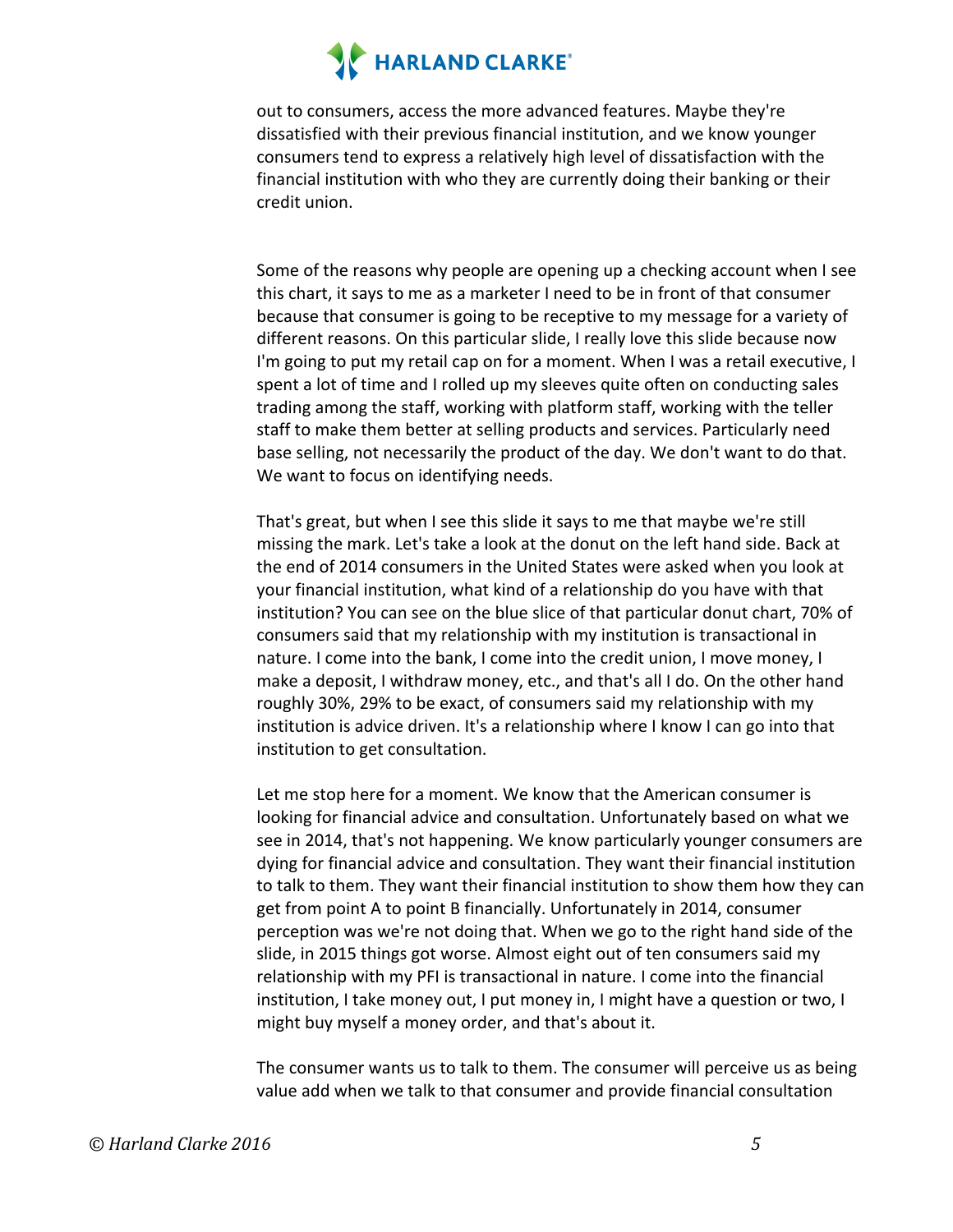out to consumers, access the more advanced features. Maybe they're dissatisfied with their previous financial institution, and we know younger consumers tend to express a relatively high level of dissatisfaction with the financial institution with who they are currently doing their banking or their credit union.

Some of the reasons why people are opening up a checking account when I see this chart, it says to me as a marketer I need to be in front of that consumer because that consumer is going to be receptive to my message for a variety of different reasons. On this particular slide, I really love this slide because now I'm going to put my retail cap on for a moment. When I was a retail executive, I spent a lot of time and I rolled up my sleeves quite often on conducting sales trading among the staff, working with platform staff, working with the teller staff to make them better at selling products and services. Particularly need base selling, not necessarily the product of the day. We don't want to do that. We want to focus on identifying needs.

That's great, but when I see this slide it says to me that maybe we're still missing the mark. Let's take a look at the donut on the left hand side. Back at the end of 2014 consumers in the United States were asked when you look at your financial institution, what kind of a relationship do you have with that institution? You can see on the blue slice of that particular donut chart, 70% of consumers said that my relationship with my institution is transactional in nature. I come into the bank, I come into the credit union, I move money, I make a deposit, I withdraw money, etc., and that's all I do. On the other hand roughly 30%, 29% to be exact, of consumers said my relationship with my institution is advice driven. It's a relationship where I know I can go into that institution to get consultation.

Let me stop here for a moment. We know that the American consumer is looking for financial advice and consultation. Unfortunately based on what we see in 2014, that's not happening. We know particularly younger consumers are dying for financial advice and consultation. They want their financial institution to talk to them. They want their financial institution to show them how they can get from point A to point B financially. Unfortunately in 2014, consumer perception was we're not doing that. When we go to the right hand side of the slide, in 2015 things got worse. Almost eight out of ten consumers said my relationship with my PFI is transactional in nature. I come into the financial institution, I take money out, I put money in, I might have a question or two, I might buy myself a money order, and that's about it.

The consumer wants us to talk to them. The consumer will perceive us as being value add when we talk to that consumer and provide financial consultation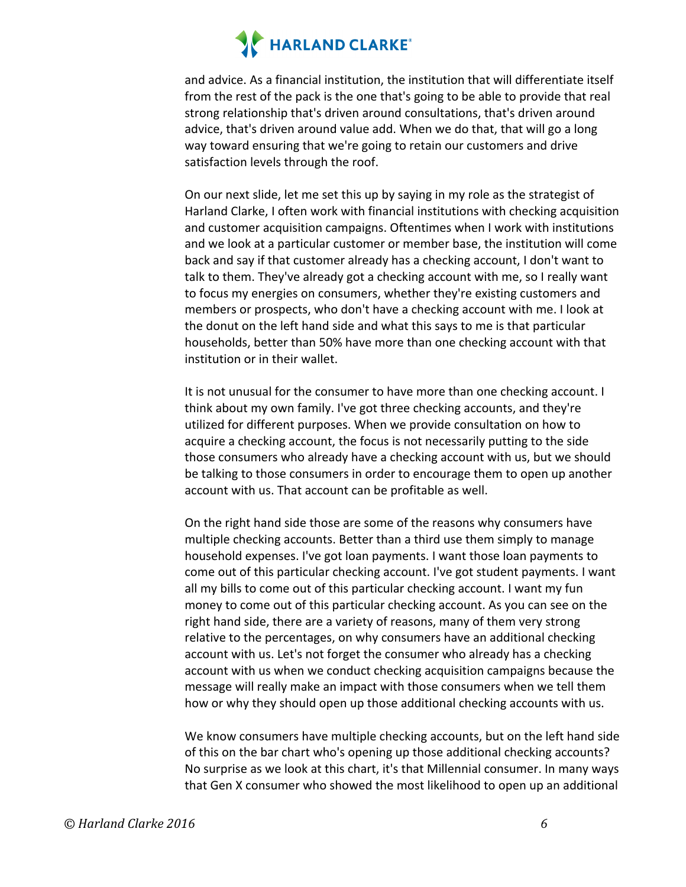and advice. As a financial institution, the institution that will differentiate itself from the rest of the pack is the one that's going to be able to provide that real strong relationship that's driven around consultations, that's driven around advice, that's driven around value add. When we do that, that will go a long way toward ensuring that we're going to retain our customers and drive satisfaction levels through the roof.

On our next slide, let me set this up by saying in my role as the strategist of Harland Clarke, I often work with financial institutions with checking acquisition and customer acquisition campaigns. Oftentimes when I work with institutions and we look at a particular customer or member base, the institution will come back and say if that customer already has a checking account, I don't want to talk to them. They've already got a checking account with me, so I really want to focus my energies on consumers, whether they're existing customers and members or prospects, who don't have a checking account with me. I look at the donut on the left hand side and what this says to me is that particular households, better than 50% have more than one checking account with that institution or in their wallet.

It is not unusual for the consumer to have more than one checking account. I think about my own family. I've got three checking accounts, and they're utilized for different purposes. When we provide consultation on how to acquire a checking account, the focus is not necessarily putting to the side those consumers who already have a checking account with us, but we should be talking to those consumers in order to encourage them to open up another account with us. That account can be profitable as well.

On the right hand side those are some of the reasons why consumers have multiple checking accounts. Better than a third use them simply to manage household expenses. I've got loan payments. I want those loan payments to come out of this particular checking account. I've got student payments. I want all my bills to come out of this particular checking account. I want my fun money to come out of this particular checking account. As you can see on the right hand side, there are a variety of reasons, many of them very strong relative to the percentages, on why consumers have an additional checking account with us. Let's not forget the consumer who already has a checking account with us when we conduct checking acquisition campaigns because the message will really make an impact with those consumers when we tell them how or why they should open up those additional checking accounts with us.

We know consumers have multiple checking accounts, but on the left hand side of this on the bar chart who's opening up those additional checking accounts? No surprise as we look at this chart, it's that Millennial consumer. In many ways that Gen X consumer who showed the most likelihood to open up an additional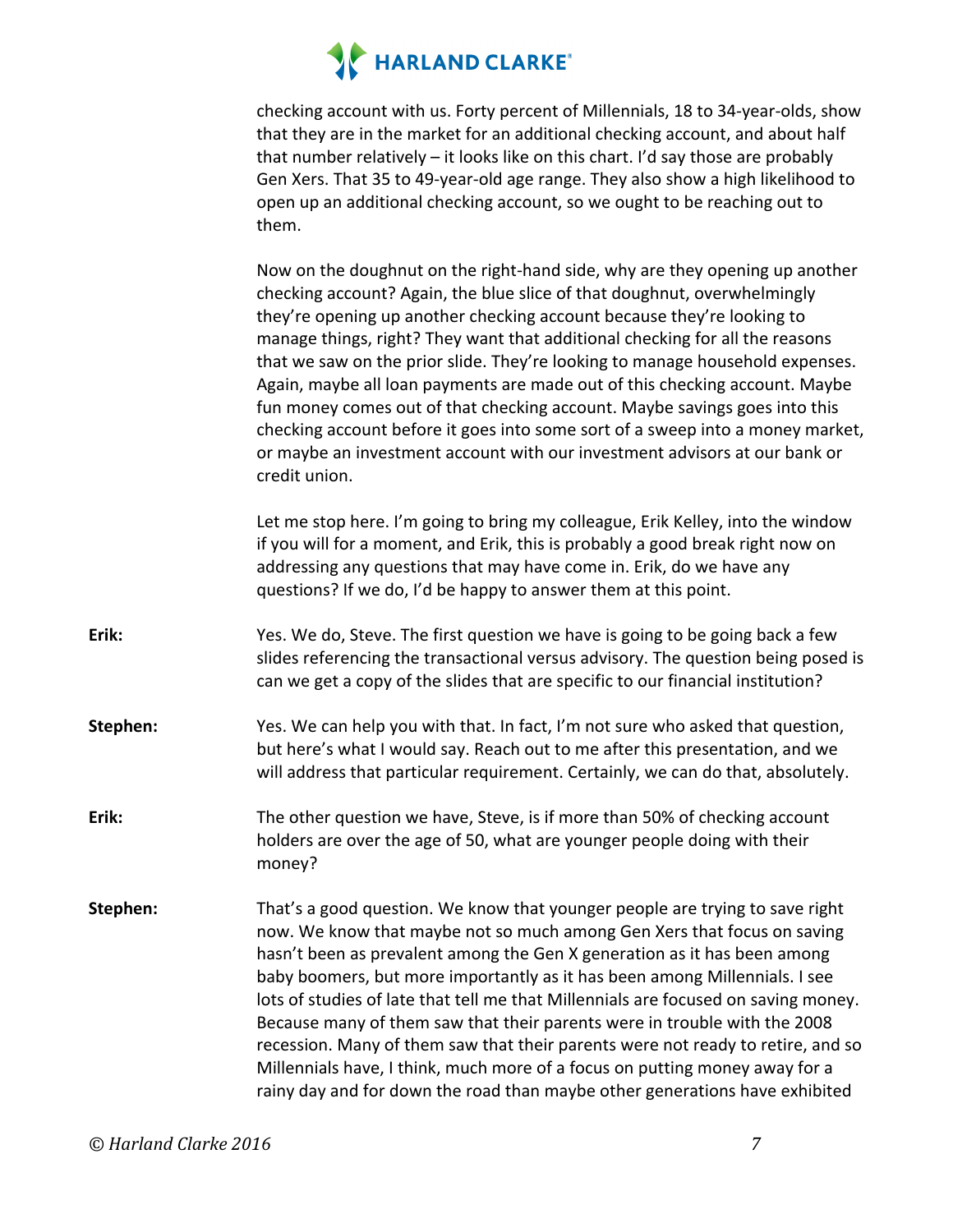checking account with us. Forty percent of Millennials, 18 to 34-year-olds, show that they are in the market for an additional checking account, and about half that number relatively – it looks like on this chart. I'd say those are probably Gen Xers. That 35 to 49-year-old age range. They also show a high likelihood to open up an additional checking account, so we ought to be reaching out to them.

Now on the doughnut on the right-hand side, why are they opening up another checking account? Again, the blue slice of that doughnut, overwhelmingly they're opening up another checking account because they're looking to manage things, right? They want that additional checking for all the reasons that we saw on the prior slide. They're looking to manage household expenses. Again, maybe all loan payments are made out of this checking account. Maybe fun money comes out of that checking account. Maybe savings goes into this checking account before it goes into some sort of a sweep into a money market, or maybe an investment account with our investment advisors at our bank or credit union.

Let me stop here. I'm going to bring my colleague, Erik Kelley, into the window if you will for a moment, and Erik, this is probably a good break right now on addressing any questions that may have come in. Erik, do we have any questions? If we do, I'd be happy to answer them at this point.

**Erik:** Yes. We do, Steve. The first question we have is going to be going back a few slides referencing the transactional versus advisory. The question being posed is can we get a copy of the slides that are specific to our financial institution?

**Stephen:** Yes. We can help you with that. In fact, I'm not sure who asked that question, but here's what I would say. Reach out to me after this presentation, and we will address that particular requirement. Certainly, we can do that, absolutely.

**Erik:** The other question we have, Steve, is if more than 50% of checking account holders are over the age of 50, what are younger people doing with their money?

**Stephen:** That's a good question. We know that younger people are trying to save right now. We know that maybe not so much among Gen Xers that focus on saving hasn't been as prevalent among the Gen X generation as it has been among baby boomers, but more importantly as it has been among Millennials. I see lots of studies of late that tell me that Millennials are focused on saving money. Because many of them saw that their parents were in trouble with the 2008 recession. Many of them saw that their parents were not ready to retire, and so Millennials have, I think, much more of a focus on putting money away for a rainy day and for down the road than maybe other generations have exhibited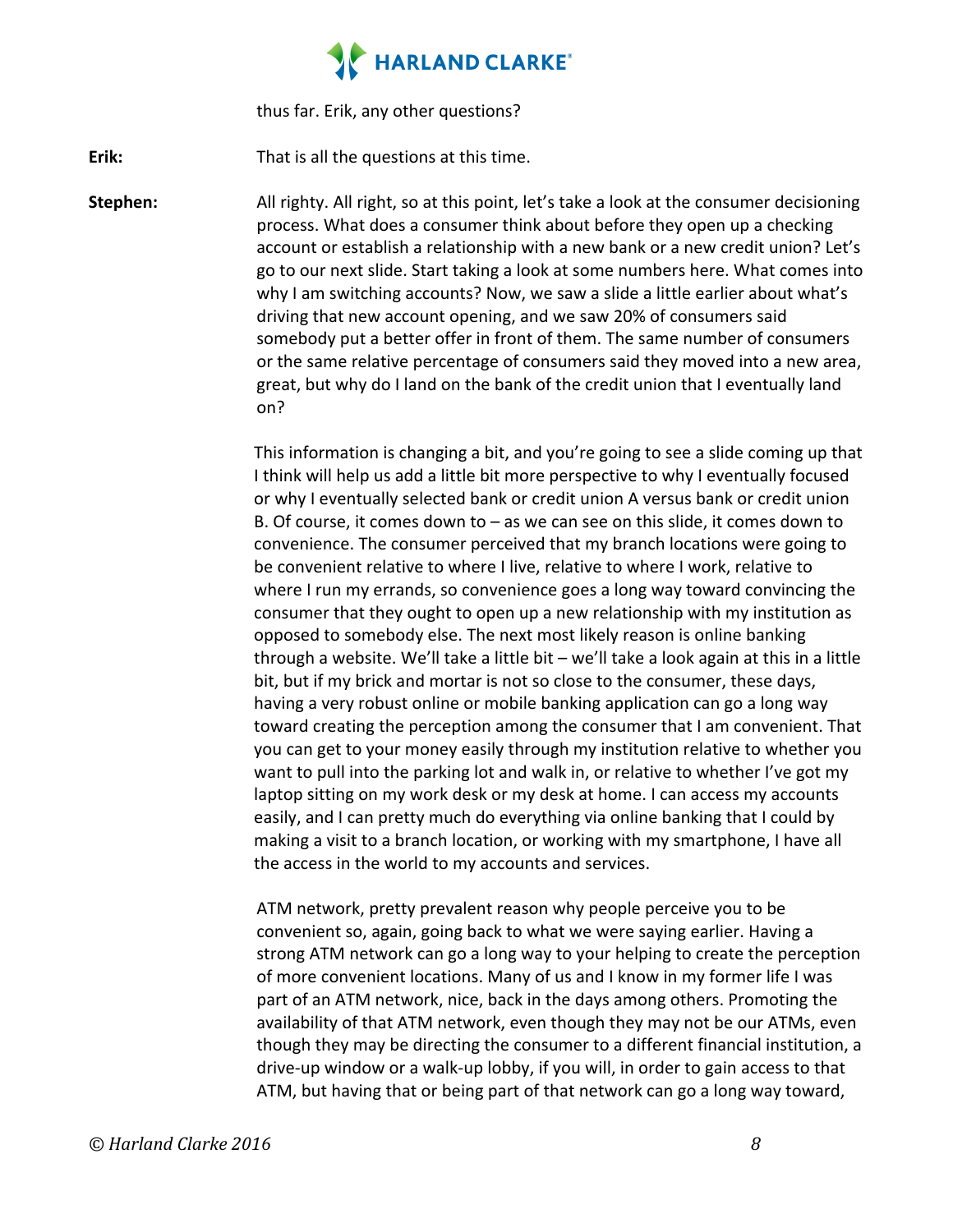thus far. Erik, any other questions?

**Erik:** That is all the questions at this time.

**Stephen:** All righty. All right, so at this point, let's take a look at the consumer decisioning process. What does a consumer think about before they open up a checking account or establish a relationship with a new bank or a new credit union? Let's go to our next slide. Start taking a look at some numbers here. What comes into why I am switching accounts? Now, we saw a slide a little earlier about what's driving that new account opening, and we saw 20% of consumers said somebody put a better offer in front of them. The same number of consumers or the same relative percentage of consumers said they moved into a new area, great, but why do I land on the bank of the credit union that I eventually land on?

This information is changing a bit, and you're going to see a slide coming up that I think will help us add a little bit more perspective to why I eventually focused or why I eventually selected bank or credit union A versus bank or credit union B. Of course, it comes down to – as we can see on this slide, it comes down to convenience. The consumer perceived that my branch locations were going to be convenient relative to where I live, relative to where I work, relative to where I run my errands, so convenience goes a long way toward convincing the consumer that they ought to open up a new relationship with my institution as opposed to somebody else. The next most likely reason is online banking through a website. We'll take a little bit – we'll take a look again at this in a little bit, but if my brick and mortar is not so close to the consumer, these days, having a very robust online or mobile banking application can go a long way toward creating the perception among the consumer that I am convenient. That you can get to your money easily through my institution relative to whether you want to pull into the parking lot and walk in, or relative to whether I've got my laptop sitting on my work desk or my desk at home. I can access my accounts easily, and I can pretty much do everything via online banking that I could by making a visit to a branch location, or working with my smartphone, I have all the access in the world to my accounts and services.

ATM network, pretty prevalent reason why people perceive you to be convenient so, again, going back to what we were saying earlier. Having a strong ATM network can go a long way to your helping to create the perception of more convenient locations. Many of us and I know in my former life I was part of an ATM network, nice, back in the days among others. Promoting the availability of that ATM network, even though they may not be our ATMs, even though they may be directing the consumer to a different financial institution, a drive-up window or a walk-up lobby, if you will, in order to gain access to that ATM, but having that or being part of that network can go a long way toward,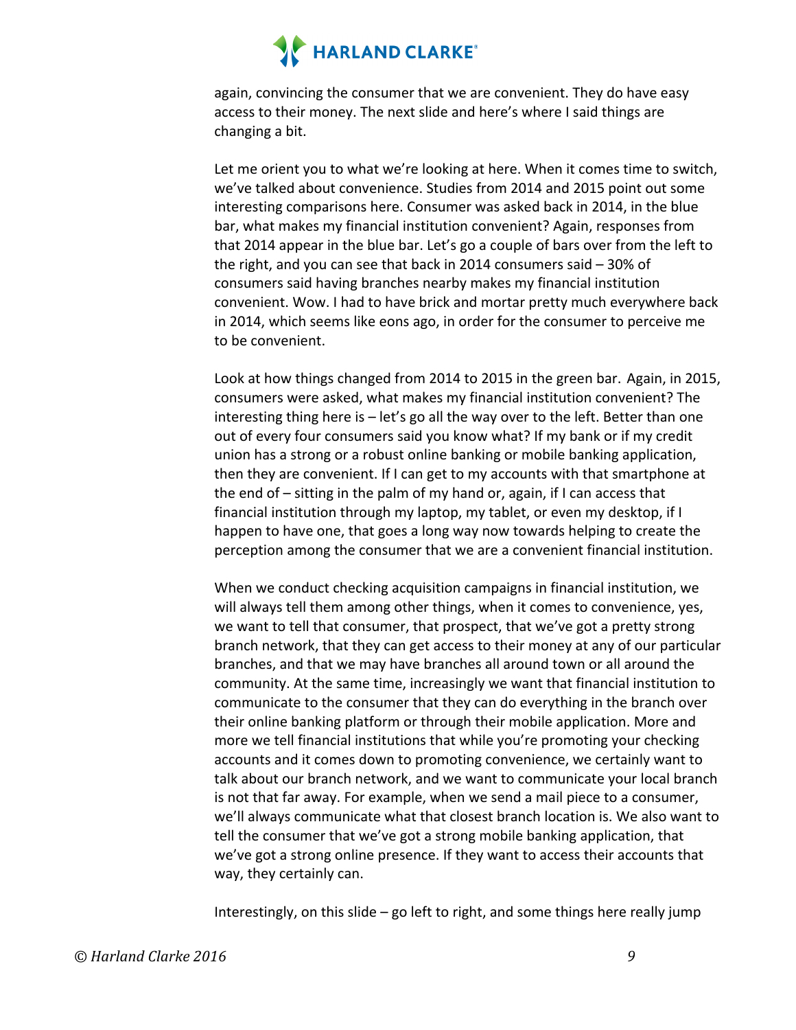again, convincing the consumer that we are convenient. They do have easy access to their money. The next slide and here's where I said things are changing a bit.

Let me orient you to what we're looking at here. When it comes time to switch, we've talked about convenience. Studies from 2014 and 2015 point out some interesting comparisons here. Consumer was asked back in 2014, in the blue bar, what makes my financial institution convenient? Again, responses from that 2014 appear in the blue bar. Let's go a couple of bars over from the left to the right, and you can see that back in 2014 consumers said – 30% of consumers said having branches nearby makes my financial institution convenient. Wow. I had to have brick and mortar pretty much everywhere back in 2014, which seems like eons ago, in order for the consumer to perceive me to be convenient.

Look at how things changed from 2014 to 2015 in the green bar. Again, in 2015, consumers were asked, what makes my financial institution convenient? The interesting thing here is – let's go all the way over to the left. Better than one out of every four consumers said you know what? If my bank or if my credit union has a strong or a robust online banking or mobile banking application, then they are convenient. If I can get to my accounts with that smartphone at the end of – sitting in the palm of my hand or, again, if I can access that financial institution through my laptop, my tablet, or even my desktop, if I happen to have one, that goes a long way now towards helping to create the perception among the consumer that we are a convenient financial institution.

When we conduct checking acquisition campaigns in financial institution, we will always tell them among other things, when it comes to convenience, yes, we want to tell that consumer, that prospect, that we've got a pretty strong branch network, that they can get access to their money at any of our particular branches, and that we may have branches all around town or all around the community. At the same time, increasingly we want that financial institution to communicate to the consumer that they can do everything in the branch over their online banking platform or through their mobile application. More and more we tell financial institutions that while you're promoting your checking accounts and it comes down to promoting convenience, we certainly want to talk about our branch network, and we want to communicate your local branch is not that far away. For example, when we send a mail piece to a consumer, we'll always communicate what that closest branch location is. We also want to tell the consumer that we've got a strong mobile banking application, that we've got a strong online presence. If they want to access their accounts that way, they certainly can.

Interestingly, on this slide – go left to right, and some things here really jump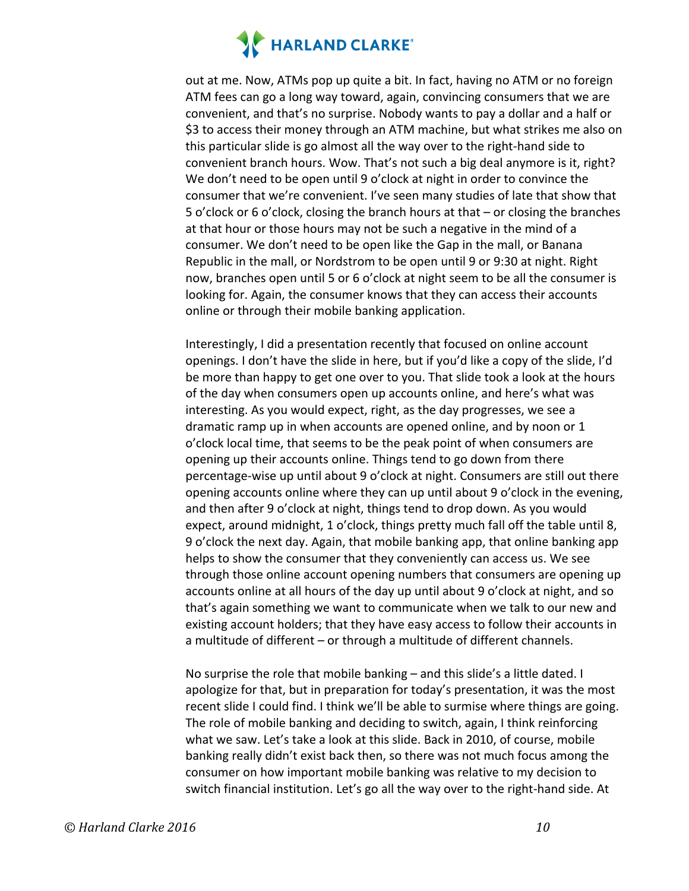out at me. Now, ATMs pop up quite a bit. In fact, having no ATM or no foreign ATM fees can go a long way toward, again, convincing consumers that we are convenient, and that's no surprise. Nobody wants to pay a dollar and a half or $3 to access their money through an ATM machine, but what strikes me also on this particular slide is go almost all the way over to the right-hand side to convenient branch hours. Wow. That's not such a big deal anymore is it, right? We don't need to be open until 9 o'clock at night in order to convince the consumer that we're convenient. I've seen many studies of late that show that 5 o'clock or 6 o'clock, closing the branch hours at that – or closing the branches at that hour or those hours may not be such a negative in the mind of a consumer. We don't need to be open like the Gap in the mall, or Banana Republic in the mall, or Nordstrom to be open until 9 or 9:30 at night. Right now, branches open until 5 or 6 o'clock at night seem to be all the consumer is looking for. Again, the consumer knows that they can access their accounts online or through their mobile banking application.

Interestingly, I did a presentation recently that focused on online account openings. I don't have the slide in here, but if you'd like a copy of the slide, I'd be more than happy to get one over to you. That slide took a look at the hours of the day when consumers open up accounts online, and here's what was interesting. As you would expect, right, as the day progresses, we see a dramatic ramp up in when accounts are opened online, and by noon or 1 o'clock local time, that seems to be the peak point of when consumers are opening up their accounts online. Things tend to go down from there percentage-wise up until about 9 o'clock at night. Consumers are still out there opening accounts online where they can up until about 9 o'clock in the evening, and then after 9 o'clock at night, things tend to drop down. As you would expect, around midnight, 1 o'clock, things pretty much fall off the table until 8, 9 o'clock the next day. Again, that mobile banking app, that online banking app helps to show the consumer that they conveniently can access us. We see through those online account opening numbers that consumers are opening up accounts online at all hours of the day up until about 9 o'clock at night, and so that's again something we want to communicate when we talk to our new and existing account holders; that they have easy access to follow their accounts in a multitude of different – or through a multitude of different channels.

No surprise the role that mobile banking – and this slide's a little dated. I apologize for that, but in preparation for today's presentation, it was the most recent slide I could find. I think we'll be able to surmise where things are going. The role of mobile banking and deciding to switch, again, I think reinforcing what we saw. Let's take a look at this slide. Back in 2010, of course, mobile banking really didn't exist back then, so there was not much focus among the consumer on how important mobile banking was relative to my decision to switch financial institution. Let's go all the way over to the right-hand side. At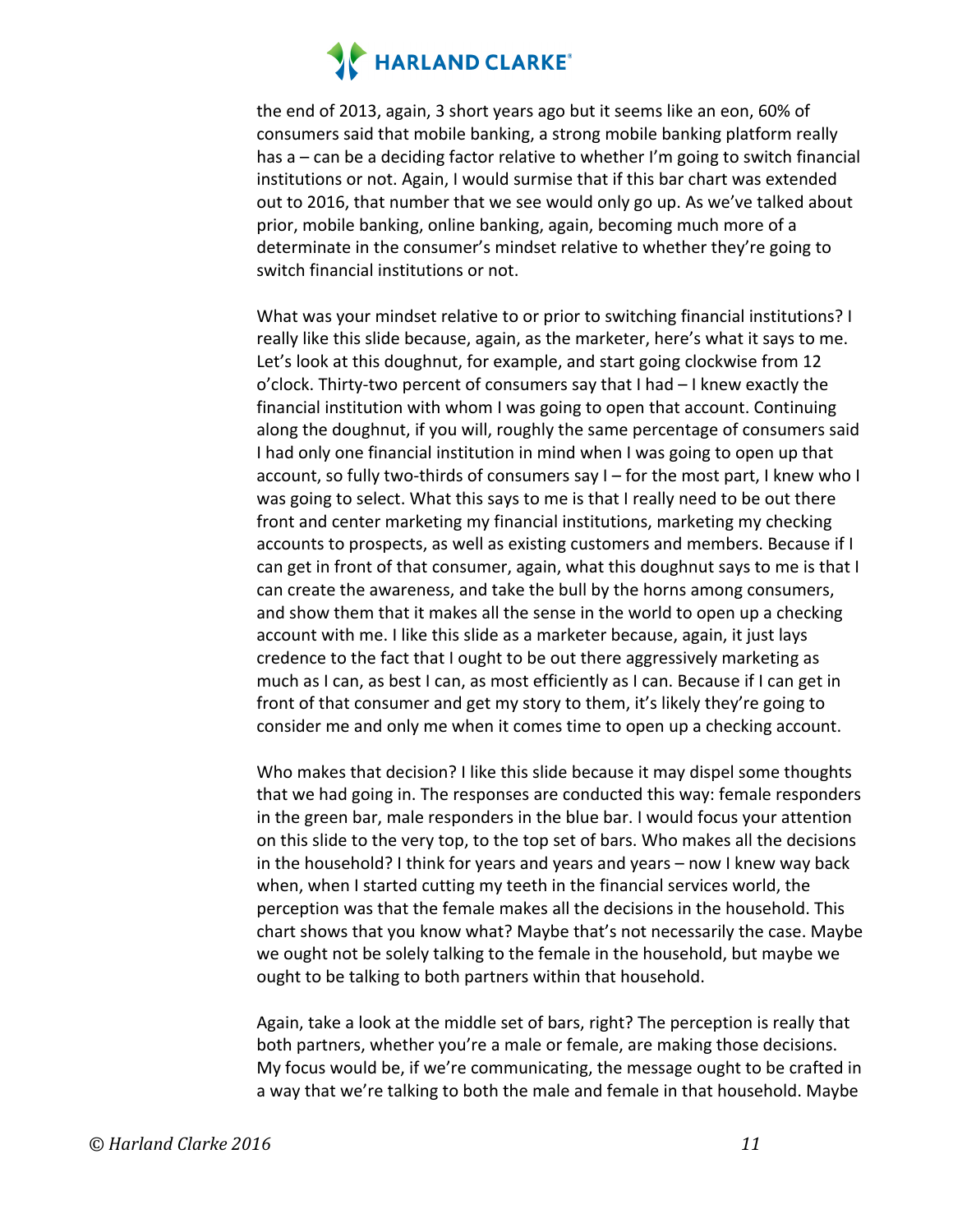the end of 2013, again, 3 short years ago but it seems like an eon, 60% of consumers said that mobile banking, a strong mobile banking platform really has a – can be a deciding factor relative to whether I'm going to switch financial institutions or not. Again, I would surmise that if this bar chart was extended out to 2016, that number that we see would only go up. As we've talked about prior, mobile banking, online banking, again, becoming much more of a determinate in the consumer's mindset relative to whether they're going to switch financial institutions or not.

What was your mindset relative to or prior to switching financial institutions? I really like this slide because, again, as the marketer, here's what it says to me. Let's look at this doughnut, for example, and start going clockwise from 12 o'clock. Thirty-two percent of consumers say that I had – I knew exactly the financial institution with whom I was going to open that account. Continuing along the doughnut, if you will, roughly the same percentage of consumers said I had only one financial institution in mind when I was going to open up that account, so fully two-thirds of consumers say I – for the most part, I knew who I was going to select. What this says to me is that I really need to be out there front and center marketing my financial institutions, marketing my checking accounts to prospects, as well as existing customers and members. Because if I can get in front of that consumer, again, what this doughnut says to me is that I can create the awareness, and take the bull by the horns among consumers, and show them that it makes all the sense in the world to open up a checking account with me. I like this slide as a marketer because, again, it just lays credence to the fact that I ought to be out there aggressively marketing as much as I can, as best I can, as most efficiently as I can. Because if I can get in front of that consumer and get my story to them, it's likely they're going to consider me and only me when it comes time to open up a checking account.

Who makes that decision? I like this slide because it may dispel some thoughts that we had going in. The responses are conducted this way: female responders in the green bar, male responders in the blue bar. I would focus your attention on this slide to the very top, to the top set of bars. Who makes all the decisions in the household? I think for years and years and years – now I knew way back when, when I started cutting my teeth in the financial services world, the perception was that the female makes all the decisions in the household. This chart shows that you know what? Maybe that's not necessarily the case. Maybe we ought not be solely talking to the female in the household, but maybe we ought to be talking to both partners within that household.

Again, take a look at the middle set of bars, right? The perception is really that both partners, whether you're a male or female, are making those decisions. My focus would be, if we're communicating, the message ought to be crafted in a way that we're talking to both the male and female in that household. Maybe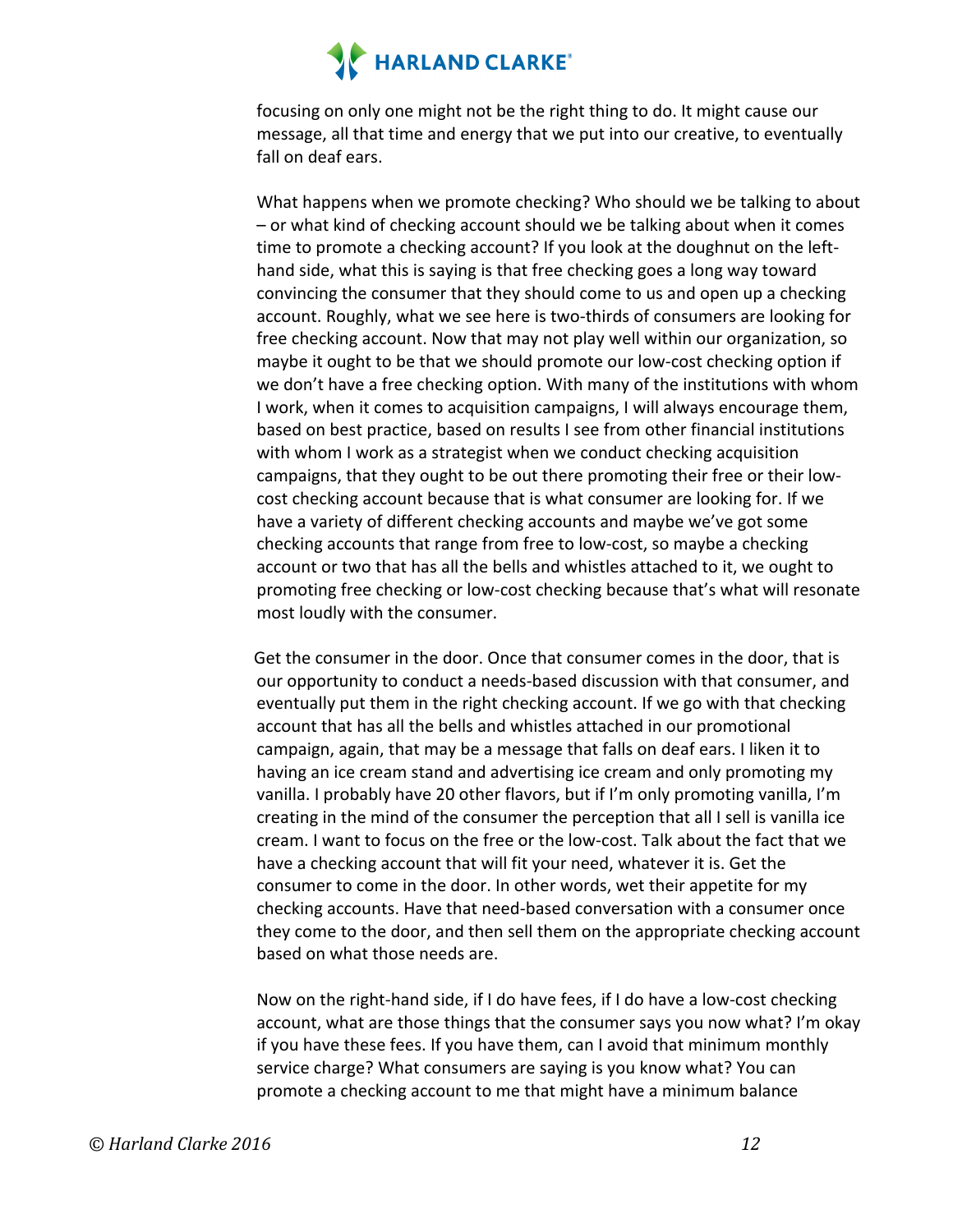focusing on only one might not be the right thing to do. It might cause our message, all that time and energy that we put into our creative, to eventually fall on deaf ears.

What happens when we promote checking? Who should we be talking to about – or what kind of checking account should we be talking about when it comes time to promote a checking account? If you look at the doughnut on the left-hand side, what this is saying is that free checking goes a long way toward convincing the consumer that they should come to us and open up a checking account. Roughly, what we see here is two-thirds of consumers are looking for free checking account. Now that may not play well within our organization, so maybe it ought to be that we should promote our low-cost checking option if we don't have a free checking option. With many of the institutions with whom I work, when it comes to acquisition campaigns, I will always encourage them, based on best practice, based on results I see from other financial institutions with whom I work as a strategist when we conduct checking acquisition campaigns, that they ought to be out there promoting their free or their low-cost checking account because that is what consumer are looking for. If we have a variety of different checking accounts and maybe we've got some checking accounts that range from free to low-cost, so maybe a checking account or two that has all the bells and whistles attached to it, we ought to promoting free checking or low-cost checking because that's what will resonate most loudly with the consumer.

Get the consumer in the door. Once that consumer comes in the door, that is our opportunity to conduct a needs-based discussion with that consumer, and eventually put them in the right checking account. If we go with that checking account that has all the bells and whistles attached in our promotional campaign, again, that may be a message that falls on deaf ears. I liken it to having an ice cream stand and advertising ice cream and only promoting my vanilla. I probably have 20 other flavors, but if I'm only promoting vanilla, I'm creating in the mind of the consumer the perception that all I sell is vanilla ice cream. I want to focus on the free or the low-cost. Talk about the fact that we have a checking account that will fit your need, whatever it is. Get the consumer to come in the door. In other words, wet their appetite for my checking accounts. Have that need-based conversation with a consumer once they come to the door, and then sell them on the appropriate checking account based on what those needs are.

Now on the right-hand side, if I do have fees, if I do have a low-cost checking account, what are those things that the consumer says you now what? I'm okay if you have these fees. If you have them, can I avoid that minimum monthly service charge? What consumers are saying is you know what? You can promote a checking account to me that might have a minimum balance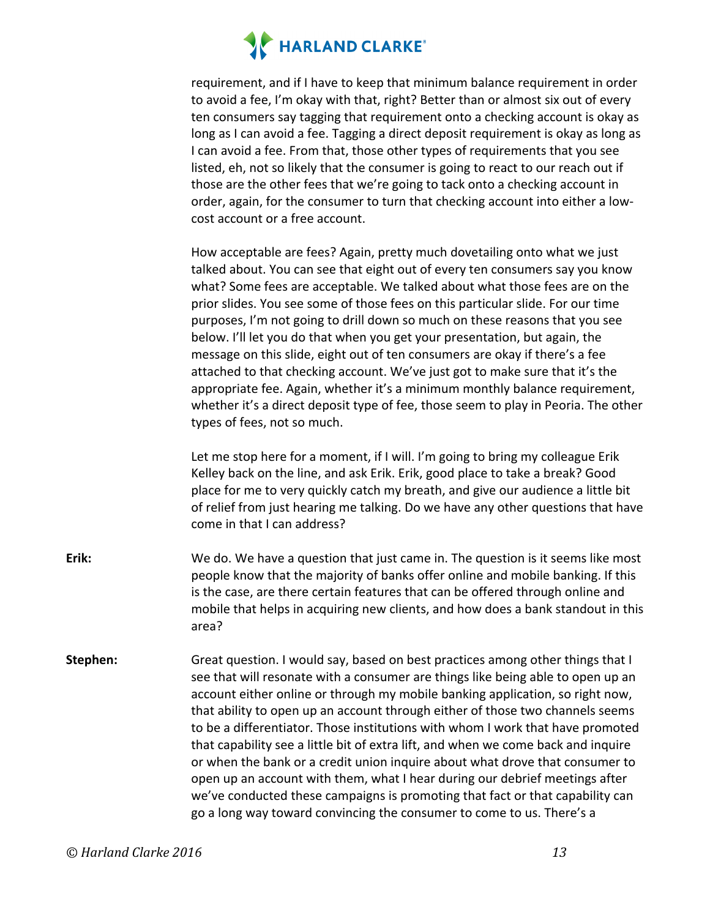requirement, and if I have to keep that minimum balance requirement in order to avoid a fee, I'm okay with that, right? Better than or almost six out of every ten consumers say tagging that requirement onto a checking account is okay as long as I can avoid a fee. Tagging a direct deposit requirement is okay as long as I can avoid a fee. From that, those other types of requirements that you see listed, eh, not so likely that the consumer is going to react to our reach out if those are the other fees that we're going to tack onto a checking account in order, again, for the consumer to turn that checking account into either a low-cost account or a free account.

How acceptable are fees? Again, pretty much dovetailing onto what we just talked about. You can see that eight out of every ten consumers say you know what? Some fees are acceptable. We talked about what those fees are on the prior slides. You see some of those fees on this particular slide. For our time purposes, I'm not going to drill down so much on these reasons that you see below. I'll let you do that when you get your presentation, but again, the message on this slide, eight out of ten consumers are okay if there's a fee attached to that checking account. We've just got to make sure that it's the appropriate fee. Again, whether it's a minimum monthly balance requirement, whether it's a direct deposit type of fee, those seem to play in Peoria. The other types of fees, not so much.

Let me stop here for a moment, if I will. I'm going to bring my colleague Erik Kelley back on the line, and ask Erik. Erik, good place to take a break? Good place for me to very quickly catch my breath, and give our audience a little bit of relief from just hearing me talking. Do we have any other questions that have come in that I can address?

**Erik:** We do. We have a question that just came in. The question is it seems like most people know that the majority of banks offer online and mobile banking. If this is the case, are there certain features that can be offered through online and mobile that helps in acquiring new clients, and how does a bank standout in this area?

**Stephen:** Great question. I would say, based on best practices among other things that I see that will resonate with a consumer are things like being able to open up an account either online or through my mobile banking application, so right now, that ability to open up an account through either of those two channels seems to be a differentiator. Those institutions with whom I work that have promoted that capability see a little bit of extra lift, and when we come back and inquire or when the bank or a credit union inquire about what drove that consumer to open up an account with them, what I hear during our debrief meetings after we've conducted these campaigns is promoting that fact or that capability can go a long way toward convincing the consumer to come to us. There's a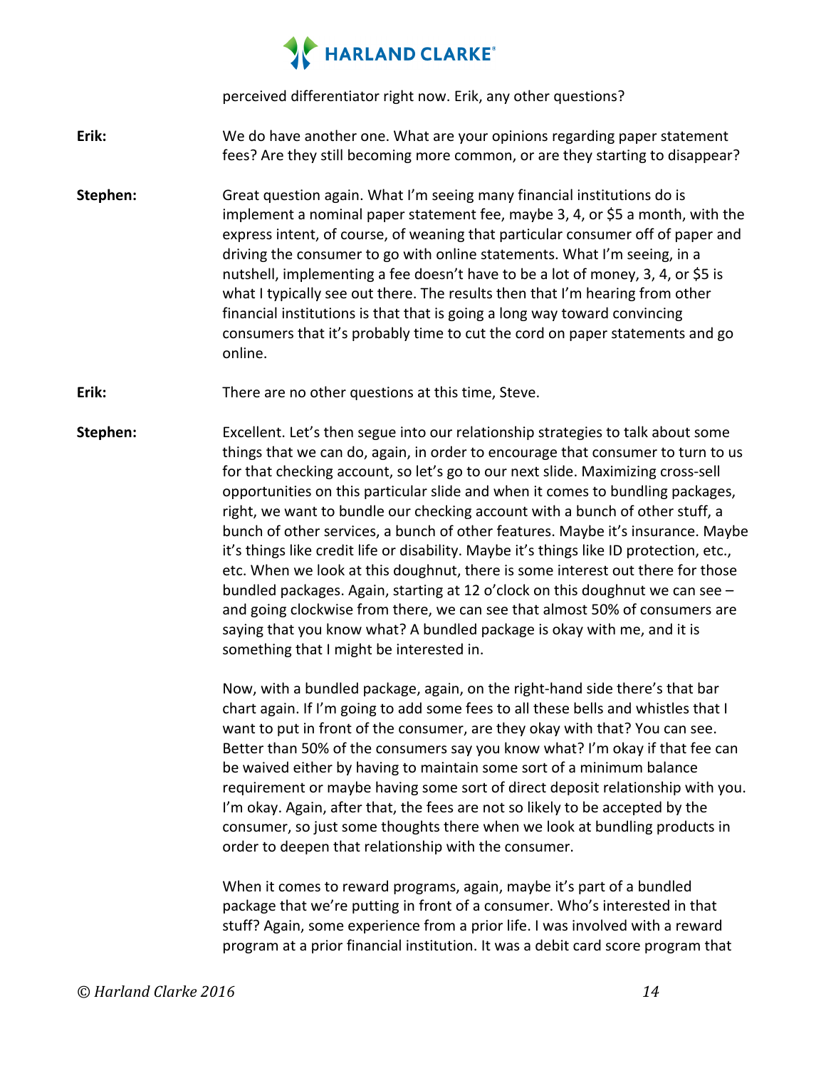perceived differentiator right now. Erik, any other questions?

**Erik:** We do have another one. What are your opinions regarding paper statement fees? Are they still becoming more common, or are they starting to disappear?

**Stephen:** Great question again. What I'm seeing many financial institutions do is implement a nominal paper statement fee, maybe 3, 4, or $5 a month, with the express intent, of course, of weaning that particular consumer off of paper and driving the consumer to go with online statements. What I'm seeing, in a nutshell, implementing a fee doesn't have to be a lot of money, 3, 4, or $5 is what I typically see out there. The results then that I'm hearing from other financial institutions is that that is going a long way toward convincing consumers that it's probably time to cut the cord on paper statements and go online.

**Erik:** There are no other questions at this time, Steve.

**Stephen:** Excellent. Let's then segue into our relationship strategies to talk about some things that we can do, again, in order to encourage that consumer to turn to us for that checking account, so let's go to our next slide. Maximizing cross-sell opportunities on this particular slide and when it comes to bundling packages, right, we want to bundle our checking account with a bunch of other stuff, a bunch of other services, a bunch of other features. Maybe it's insurance. Maybe it's things like credit life or disability. Maybe it's things like ID protection, etc., etc. When we look at this doughnut, there is some interest out there for those bundled packages. Again, starting at 12 o'clock on this doughnut we can see – and going clockwise from there, we can see that almost 50% of consumers are saying that you know what? A bundled package is okay with me, and it is something that I might be interested in.

Now, with a bundled package, again, on the right-hand side there's that bar chart again. If I'm going to add some fees to all these bells and whistles that I want to put in front of the consumer, are they okay with that? You can see. Better than 50% of the consumers say you know what? I'm okay if that fee can be waived either by having to maintain some sort of a minimum balance requirement or maybe having some sort of direct deposit relationship with you. I'm okay. Again, after that, the fees are not so likely to be accepted by the consumer, so just some thoughts there when we look at bundling products in order to deepen that relationship with the consumer.

When it comes to reward programs, again, maybe it's part of a bundled package that we're putting in front of a consumer. Who's interested in that stuff? Again, some experience from a prior life. I was involved with a reward program at a prior financial institution. It was a debit card score program that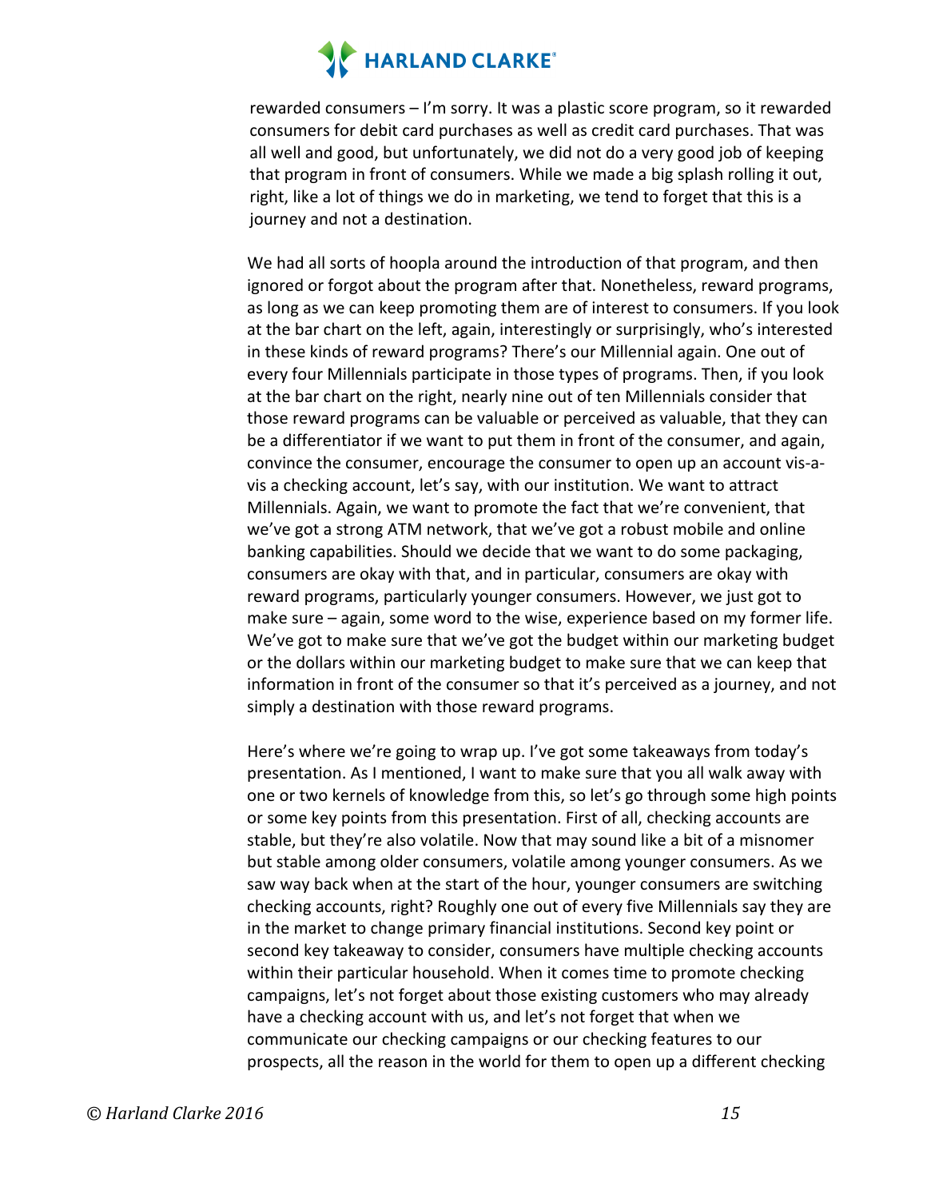rewarded consumers – I'm sorry. It was a plastic score program, so it rewarded consumers for debit card purchases as well as credit card purchases. That was all well and good, but unfortunately, we did not do a very good job of keeping that program in front of consumers. While we made a big splash rolling it out, right, like a lot of things we do in marketing, we tend to forget that this is a journey and not a destination.

We had all sorts of hoopla around the introduction of that program, and then ignored or forgot about the program after that. Nonetheless, reward programs, as long as we can keep promoting them are of interest to consumers. If you look at the bar chart on the left, again, interestingly or surprisingly, who's interested in these kinds of reward programs? There's our Millennial again. One out of every four Millennials participate in those types of programs. Then, if you look at the bar chart on the right, nearly nine out of ten Millennials consider that those reward programs can be valuable or perceived as valuable, that they can be a differentiator if we want to put them in front of the consumer, and again, convince the consumer, encourage the consumer to open up an account vis-a-vis a checking account, let's say, with our institution. We want to attract Millennials. Again, we want to promote the fact that we're convenient, that we've got a strong ATM network, that we've got a robust mobile and online banking capabilities. Should we decide that we want to do some packaging, consumers are okay with that, and in particular, consumers are okay with reward programs, particularly younger consumers. However, we just got to make sure – again, some word to the wise, experience based on my former life. We've got to make sure that we've got the budget within our marketing budget or the dollars within our marketing budget to make sure that we can keep that information in front of the consumer so that it's perceived as a journey, and not simply a destination with those reward programs.

Here's where we're going to wrap up. I've got some takeaways from today's presentation. As I mentioned, I want to make sure that you all walk away with one or two kernels of knowledge from this, so let's go through some high points or some key points from this presentation. First of all, checking accounts are stable, but they're also volatile. Now that may sound like a bit of a misnomer but stable among older consumers, volatile among younger consumers. As we saw way back when at the start of the hour, younger consumers are switching checking accounts, right? Roughly one out of every five Millennials say they are in the market to change primary financial institutions. Second key point or second key takeaway to consider, consumers have multiple checking accounts within their particular household. When it comes time to promote checking campaigns, let's not forget about those existing customers who may already have a checking account with us, and let's not forget that when we communicate our checking campaigns or our checking features to our prospects, all the reason in the world for them to open up a different checking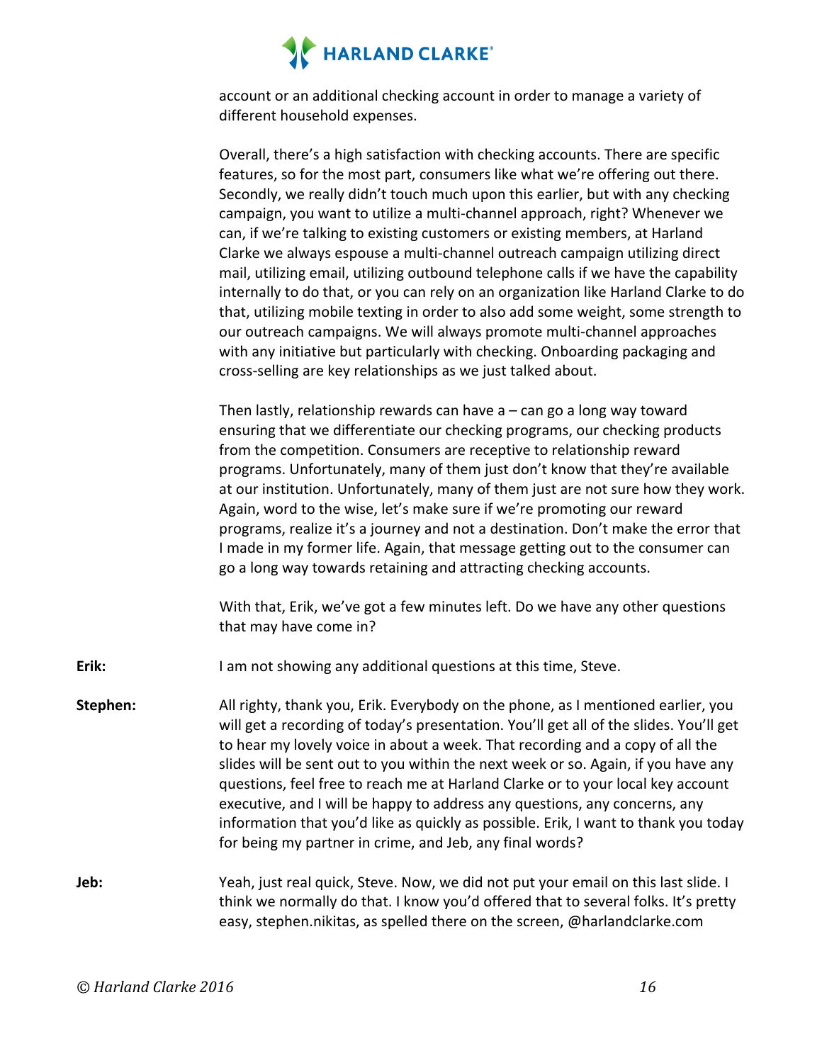account or an additional checking account in order to manage a variety of different household expenses.

Overall, there's a high satisfaction with checking accounts. There are specific features, so for the most part, consumers like what we're offering out there. Secondly, we really didn't touch much upon this earlier, but with any checking campaign, you want to utilize a multi-channel approach, right? Whenever we can, if we're talking to existing customers or existing members, at Harland Clarke we always espouse a multi-channel outreach campaign utilizing direct mail, utilizing email, utilizing outbound telephone calls if we have the capability internally to do that, or you can rely on an organization like Harland Clarke to do that, utilizing mobile texting in order to also add some weight, some strength to our outreach campaigns. We will always promote multi-channel approaches with any initiative but particularly with checking. Onboarding packaging and cross-selling are key relationships as we just talked about.

Then lastly, relationship rewards can have a – can go a long way toward ensuring that we differentiate our checking programs, our checking products from the competition. Consumers are receptive to relationship reward programs. Unfortunately, many of them just don't know that they're available at our institution. Unfortunately, many of them just are not sure how they work. Again, word to the wise, let's make sure if we're promoting our reward programs, realize it's a journey and not a destination. Don't make the error that I made in my former life. Again, that message getting out to the consumer can go a long way towards retaining and attracting checking accounts.

With that, Erik, we've got a few minutes left. Do we have any other questions that may have come in?

**Erik:** I am not showing any additional questions at this time, Steve.

**Stephen:** All righty, thank you, Erik. Everybody on the phone, as I mentioned earlier, you will get a recording of today's presentation. You'll get all of the slides. You'll get to hear my lovely voice in about a week. That recording and a copy of all the slides will be sent out to you within the next week or so. Again, if you have any questions, feel free to reach me at Harland Clarke or to your local key account executive, and I will be happy to address any questions, any concerns, any information that you'd like as quickly as possible. Erik, I want to thank you today for being my partner in crime, and Jeb, any final words?

**Jeb:** Yeah, just real quick, Steve. Now, we did not put your email on this last slide. I think we normally do that. I know you'd offered that to several folks. It's pretty easy, stephen.nikitas, as spelled there on the screen, @harlandclarke.com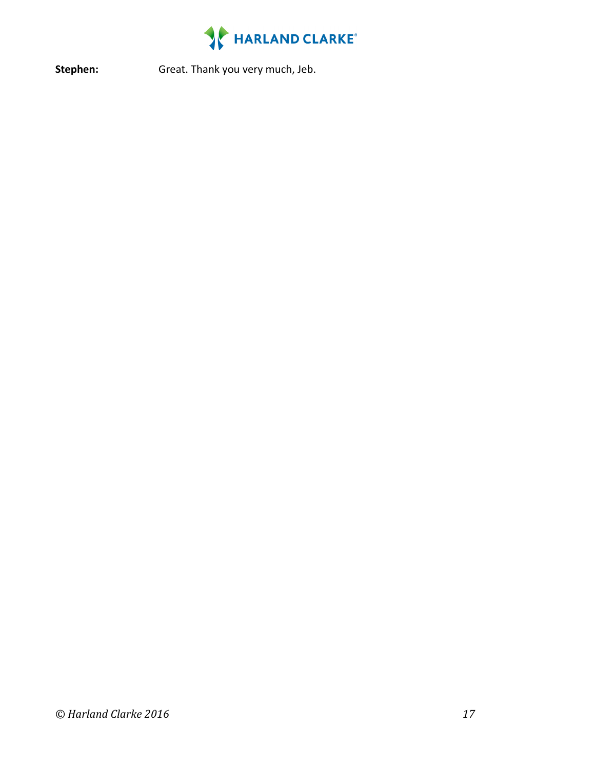**Stephen:** Great. Thank you very much, Jeb.